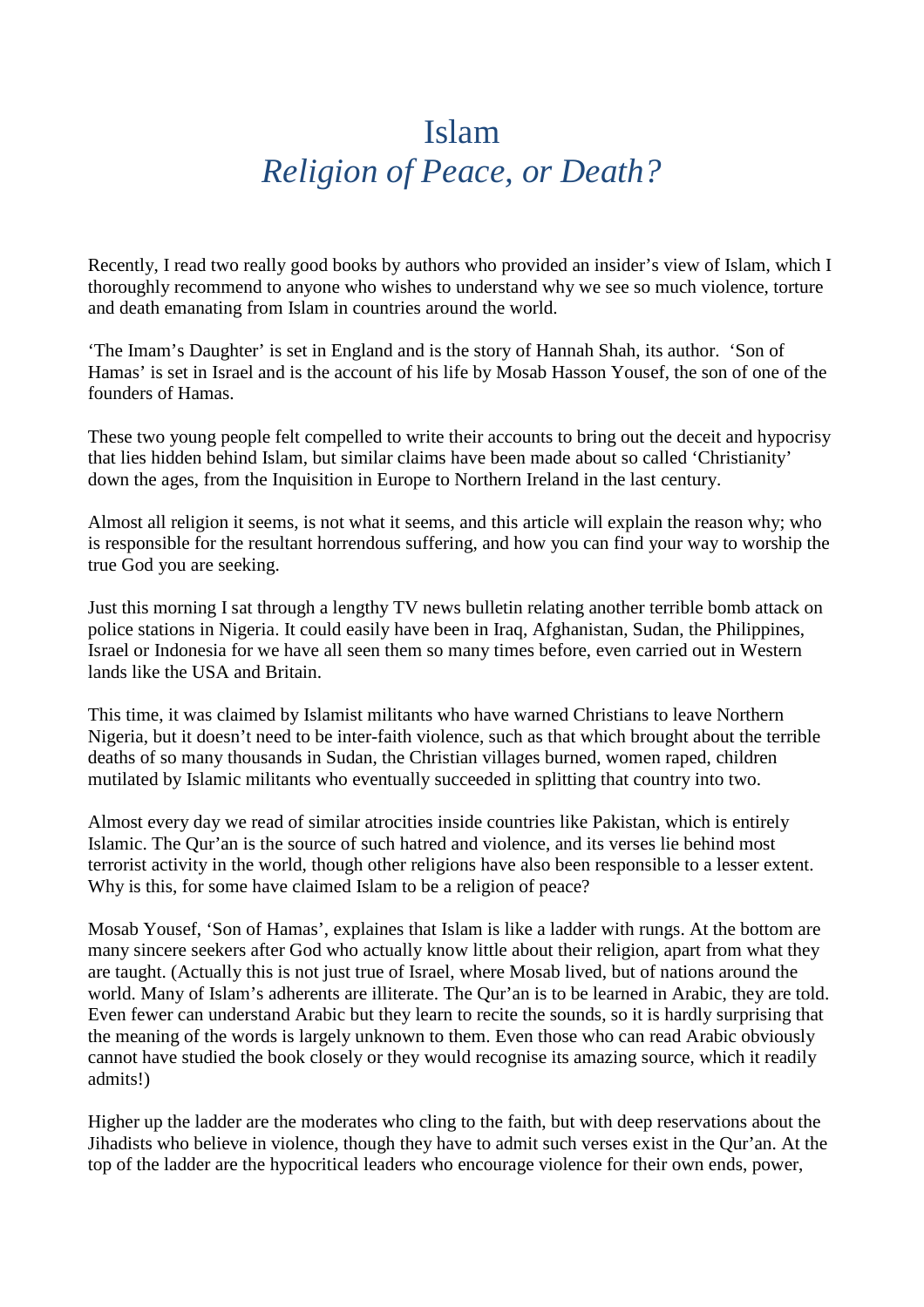# Islam
## *Religion of Peace, or Death?*

Recently, I read two really good books by authors who provided an insider's view of Islam, which I thoroughly recommend to anyone who wishes to understand why we see so much violence, torture and death emanating from Islam in countries around the world.

'The Imam's Daughter' is set in England and is the story of Hannah Shah, its author. 'Son of Hamas' is set in Israel and is the account of his life by Mosab Hasson Yousef, the son of one of the founders of Hamas.

These two young people felt compelled to write their accounts to bring out the deceit and hypocrisy that lies hidden behind Islam, but similar claims have been made about so called 'Christianity' down the ages, from the Inquisition in Europe to Northern Ireland in the last century.

Almost all religion it seems, is not what it seems, and this article will explain the reason why; who is responsible for the resultant horrendous suffering, and how you can find your way to worship the true God you are seeking.

Just this morning I sat through a lengthy TV news bulletin relating another terrible bomb attack on police stations in Nigeria. It could easily have been in Iraq, Afghanistan, Sudan, the Philippines, Israel or Indonesia for we have all seen them so many times before, even carried out in Western lands like the USA and Britain.

This time, it was claimed by Islamist militants who have warned Christians to leave Northern Nigeria, but it doesn't need to be inter-faith violence, such as that which brought about the terrible deaths of so many thousands in Sudan, the Christian villages burned, women raped, children mutilated by Islamic militants who eventually succeeded in splitting that country into two.

Almost every day we read of similar atrocities inside countries like Pakistan, which is entirely Islamic. The Qur'an is the source of such hatred and violence, and its verses lie behind most terrorist activity in the world, though other religions have also been responsible to a lesser extent. Why is this, for some have claimed Islam to be a religion of peace?

Mosab Yousef, 'Son of Hamas', explaines that Islam is like a ladder with rungs. At the bottom are many sincere seekers after God who actually know little about their religion, apart from what they are taught. (Actually this is not just true of Israel, where Mosab lived, but of nations around the world. Many of Islam's adherents are illiterate. The Qur'an is to be learned in Arabic, they are told. Even fewer can understand Arabic but they learn to recite the sounds, so it is hardly surprising that the meaning of the words is largely unknown to them. Even those who can read Arabic obviously cannot have studied the book closely or they would recognise its amazing source, which it readily admits!)

Higher up the ladder are the moderates who cling to the faith, but with deep reservations about the Jihadists who believe in violence, though they have to admit such verses exist in the Qur'an. At the top of the ladder are the hypocritical leaders who encourage violence for their own ends, power,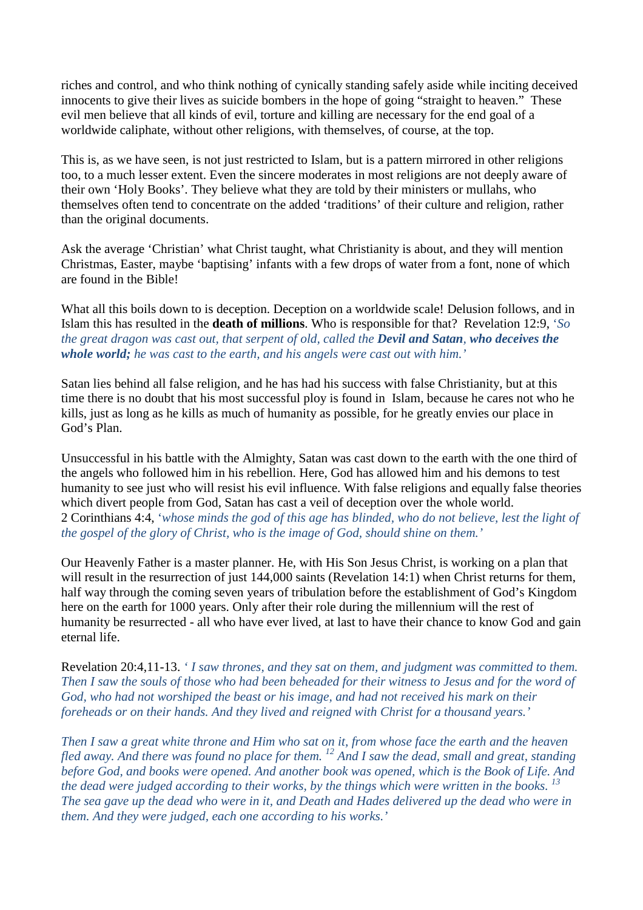riches and control, and who think nothing of cynically standing safely aside while inciting deceived innocents to give their lives as suicide bombers in the hope of going "straight to heaven." These evil men believe that all kinds of evil, torture and killing are necessary for the end goal of a worldwide caliphate, without other religions, with themselves, of course, at the top.

This is, as we have seen, is not just restricted to Islam, but is a pattern mirrored in other religions too, to a much lesser extent. Even the sincere moderates in most religions are not deeply aware of their own 'Holy Books'. They believe what they are told by their ministers or mullahs, who themselves often tend to concentrate on the added 'traditions' of their culture and religion, rather than the original documents.

Ask the average 'Christian' what Christ taught, what Christianity is about, and they will mention Christmas, Easter, maybe 'baptising' infants with a few drops of water from a font, none of which are found in the Bible!

What all this boils down to is deception. Deception on a worldwide scale! Delusion follows, and in Islam this has resulted in the **death of millions**. Who is responsible for that? Revelation 12:9, *'So the great dragon was cast out, that serpent of old, called the **Devil and Satan**, **who deceives the whole world;** he was cast to the earth, and his angels were cast out with him.'*

Satan lies behind all false religion, and he has had his success with false Christianity, but at this time there is no doubt that his most successful ploy is found in Islam, because he cares not who he kills, just as long as he kills as much of humanity as possible, for he greatly envies our place in God's Plan.

Unsuccessful in his battle with the Almighty, Satan was cast down to the earth with the one third of the angels who followed him in his rebellion. Here, God has allowed him and his demons to test humanity to see just who will resist his evil influence. With false religions and equally false theories which divert people from God, Satan has cast a veil of deception over the whole world.
2 Corinthians 4:4, *'whose minds the god of this age has blinded, who do not believe, lest the light of the gospel of the glory of Christ, who is the image of God, should shine on them.'*

Our Heavenly Father is a master planner. He, with His Son Jesus Christ, is working on a plan that will result in the resurrection of just 144,000 saints (Revelation 14:1) when Christ returns for them, half way through the coming seven years of tribulation before the establishment of God's Kingdom here on the earth for 1000 years. Only after their role during the millennium will the rest of humanity be resurrected - all who have ever lived, at last to have their chance to know God and gain eternal life.

Revelation 20:4,11-13. *' I saw thrones, and they sat on them, and judgment was committed to them. Then I saw the souls of those who had been beheaded for their witness to Jesus and for the word of God, who had not worshiped the beast or his image, and had not received his mark on their foreheads or on their hands. And they lived and reigned with Christ for a thousand years.'*

*Then I saw a great white throne and Him who sat on it, from whose face the earth and the heaven fled away. And there was found no place for them. [12] And I saw the dead, small and great, standing before God, and books were opened. And another book was opened, which is the Book of Life. And the dead were judged according to their works, by the things which were written in the books. [13] The sea gave up the dead who were in it, and Death and Hades delivered up the dead who were in them. And they were judged, each one according to his works.'*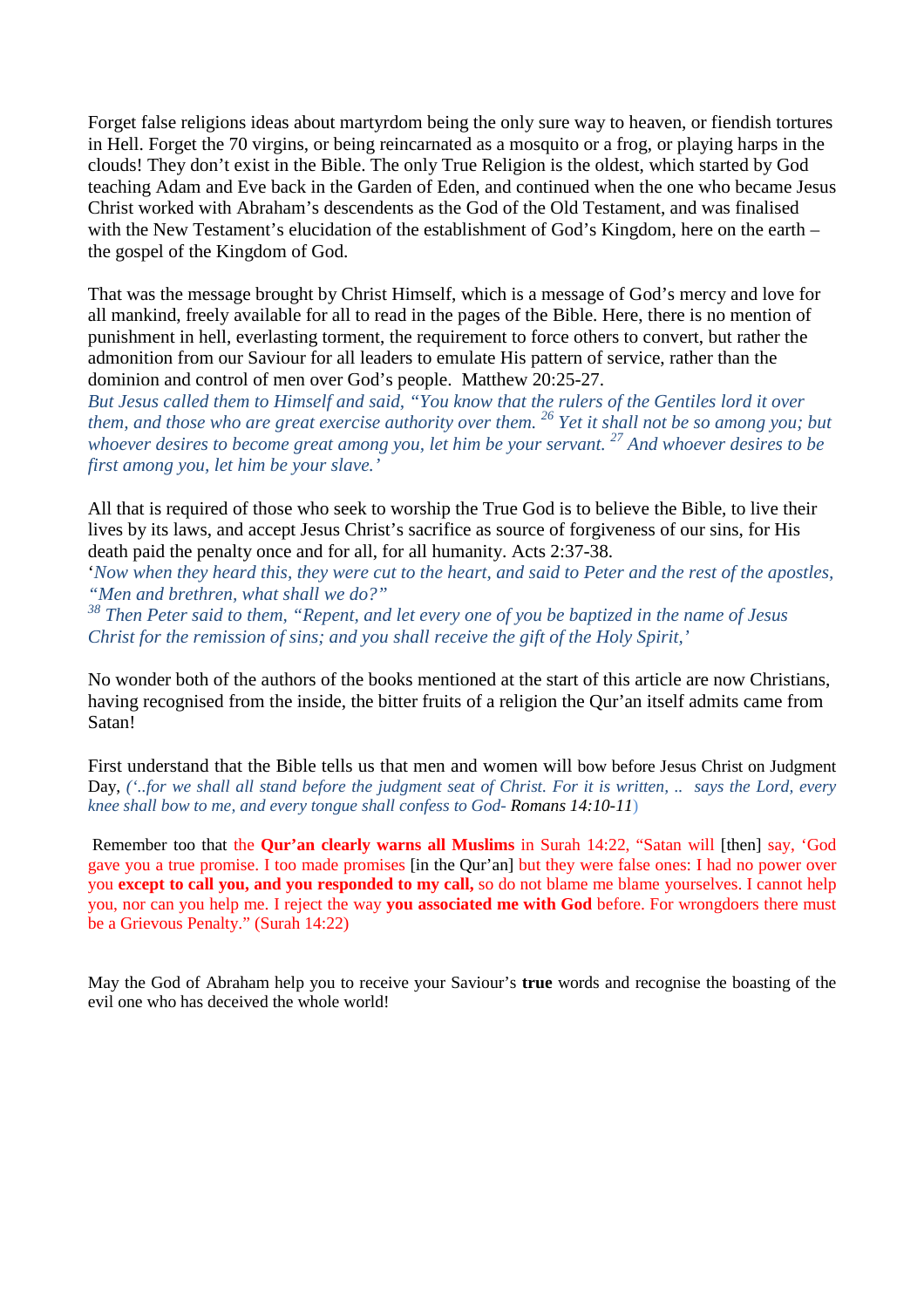Forget false religions ideas about martyrdom being the only sure way to heaven, or fiendish tortures in Hell. Forget the 70 virgins, or being reincarnated as a mosquito or a frog, or playing harps in the clouds! They don't exist in the Bible. The only True Religion is the oldest, which started by God teaching Adam and Eve back in the Garden of Eden, and continued when the one who became Jesus Christ worked with Abraham's descendents as the God of the Old Testament, and was finalised with the New Testament's elucidation of the establishment of God's Kingdom, here on the earth – the gospel of the Kingdom of God.

That was the message brought by Christ Himself, which is a message of God's mercy and love for all mankind, freely available for all to read in the pages of the Bible. Here, there is no mention of punishment in hell, everlasting torment, the requirement to force others to convert, but rather the admonition from our Saviour for all leaders to emulate His pattern of service, rather than the dominion and control of men over God's people. Matthew 20:25-27.
*But Jesus called them to Himself and said, "You know that the rulers of the Gentiles lord it over them, and those who are great exercise authority over them. [26] Yet it shall not be so among you; but whoever desires to become great among you, let him be your servant. [27] And whoever desires to be first among you, let him be your slave.'*

All that is required of those who seek to worship the True God is to believe the Bible, to live their lives by its laws, and accept Jesus Christ's sacrifice as source of forgiveness of our sins, for His death paid the penalty once and for all, for all humanity. Acts 2:37-38.
'*Now when they heard this, they were cut to the heart, and said to Peter and the rest of the apostles, "Men and brethren, what shall we do?"*
*[38] Then Peter said to them, "Repent, and let every one of you be baptized in the name of Jesus Christ for the remission of sins; and you shall receive the gift of the Holy Spirit,'*

No wonder both of the authors of the books mentioned at the start of this article are now Christians, having recognised from the inside, the bitter fruits of a religion the Qur'an itself admits came from Satan!

First understand that the Bible tells us that men and women will bow before Jesus Christ on Judgment Day, *('..for we shall all stand before the judgment seat of Christ. For it is written, .. says the Lord, every knee shall bow to me, and every tongue shall confess to God- Romans 14:10-11*)

Remember too that the **Qur'an clearly warns all Muslims** in Surah 14:22, "Satan will [then] say, 'God gave you a true promise. I too made promises [in the Qur'an] but they were false ones: I had no power over you **except to call you, and you responded to my call,** so do not blame me blame yourselves. I cannot help you, nor can you help me. I reject the way **you associated me with God** before. For wrongdoers there must be a Grievous Penalty." (Surah 14:22)

May the God of Abraham help you to receive your Saviour's **true** words and recognise the boasting of the evil one who has deceived the whole world!